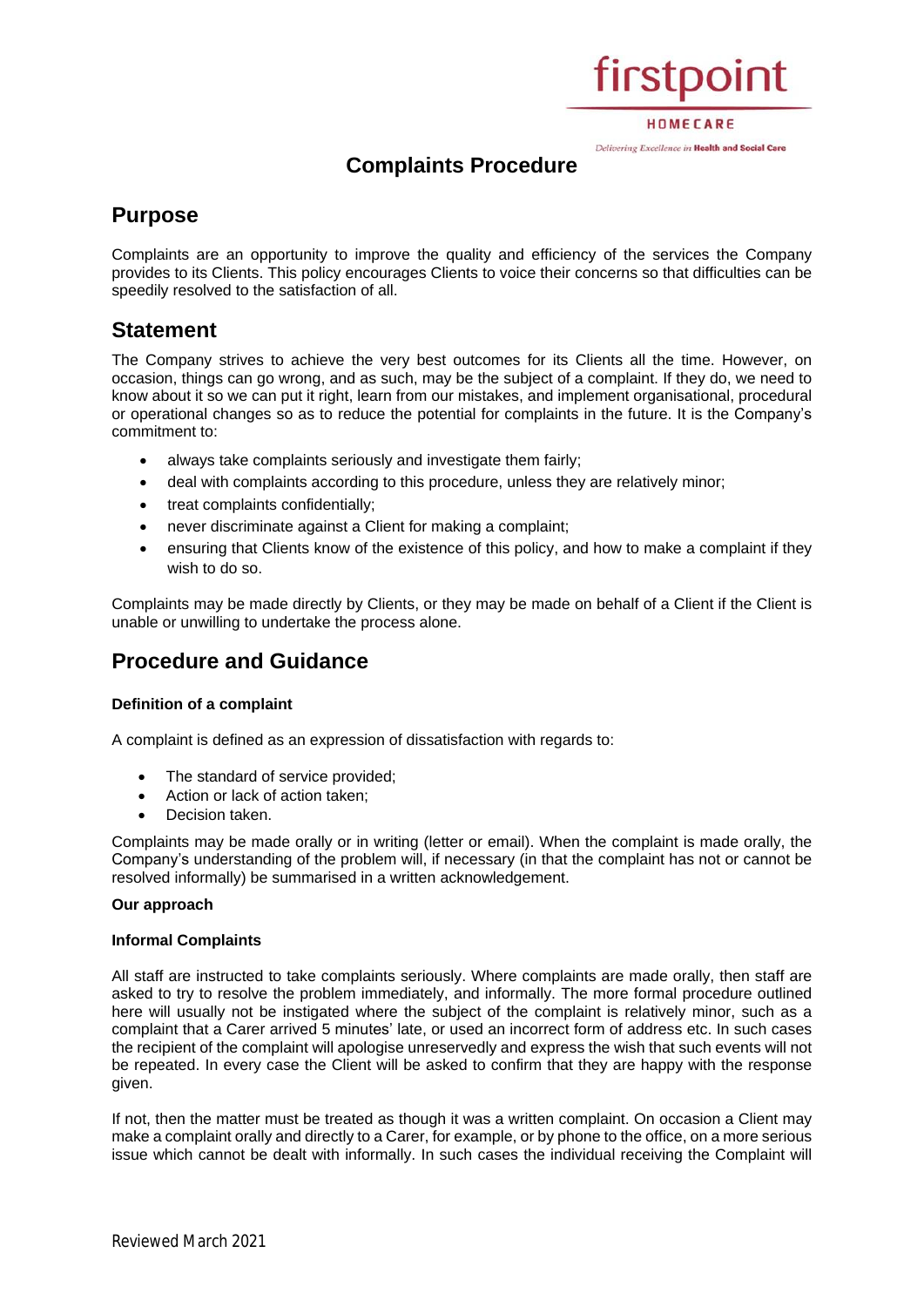# Complaints Procedure

## Purpose

Complaints are an opportunity to improve the quality and efficiency of the services the Company provides to its Clients. This policy encourages Clients to voice their concerns so that difficulties can be speedily resolved to the satisfaction of all.

## Statement

The Company strives to achieve the very best outcomes for its Clients all the time. However, on occasion, things can go wrong, and as such, may be the subject of a complaint. If they do, we need to know about it so we can put it right, learn from our mistakes, and implement organisational, procedural or operational changes so as to reduce the potential for complaints in the future. It is the Company's commitment to:

- always take complaints seriously and investigate them fairly;
- deal with complaints according to this procedure, unless they are relatively minor;
- treat complaints confidentially;
- never discriminate against a Client for making a complaint;
- ensuring that Clients know of the existence of this policy, and how to make a complaint if they wish to do so.

Complaints may be made directly by Clients, or they may be made on behalf of a Client if the Client is unable or unwilling to undertake the process alone.

## Procedure and Guidance

**Definition of a complaint**

A complaint is defined as an expression of dissatisfaction with regards to:

- The standard of service provided;
- Action or lack of action taken;
- Decision taken.

Complaints may be made orally or in writing (letter or email). When the complaint is made orally, the Company's understanding of the problem will, if necessary (in that the complaint has not or cannot be resolved informally) be summarised in a written acknowledgement.

**Our approach**

**Informal Complaints**

All staff are instructed to take complaints seriously. Where complaints are made orally, then staff are asked to try to resolve the problem immediately, and informally. The more formal procedure outlined here will usually not be instigated where the subject of the complaint is relatively minor, such as a complaint that a Carer arrived 5 minutes' late, or used an incorrect form of address etc. In such cases the recipient of the complaint will apologise unreservedly and express the wish that such events will not be repeated. In every case the Client will be asked to confirm that they are happy with the response given.

If not, then the matter must be treated as though it was a written complaint. On occasion a Client may make a complaint orally and directly to a Carer, for example, or by phone to the office, on a more serious issue which cannot be dealt with informally. In such cases the individual receiving the Complaint will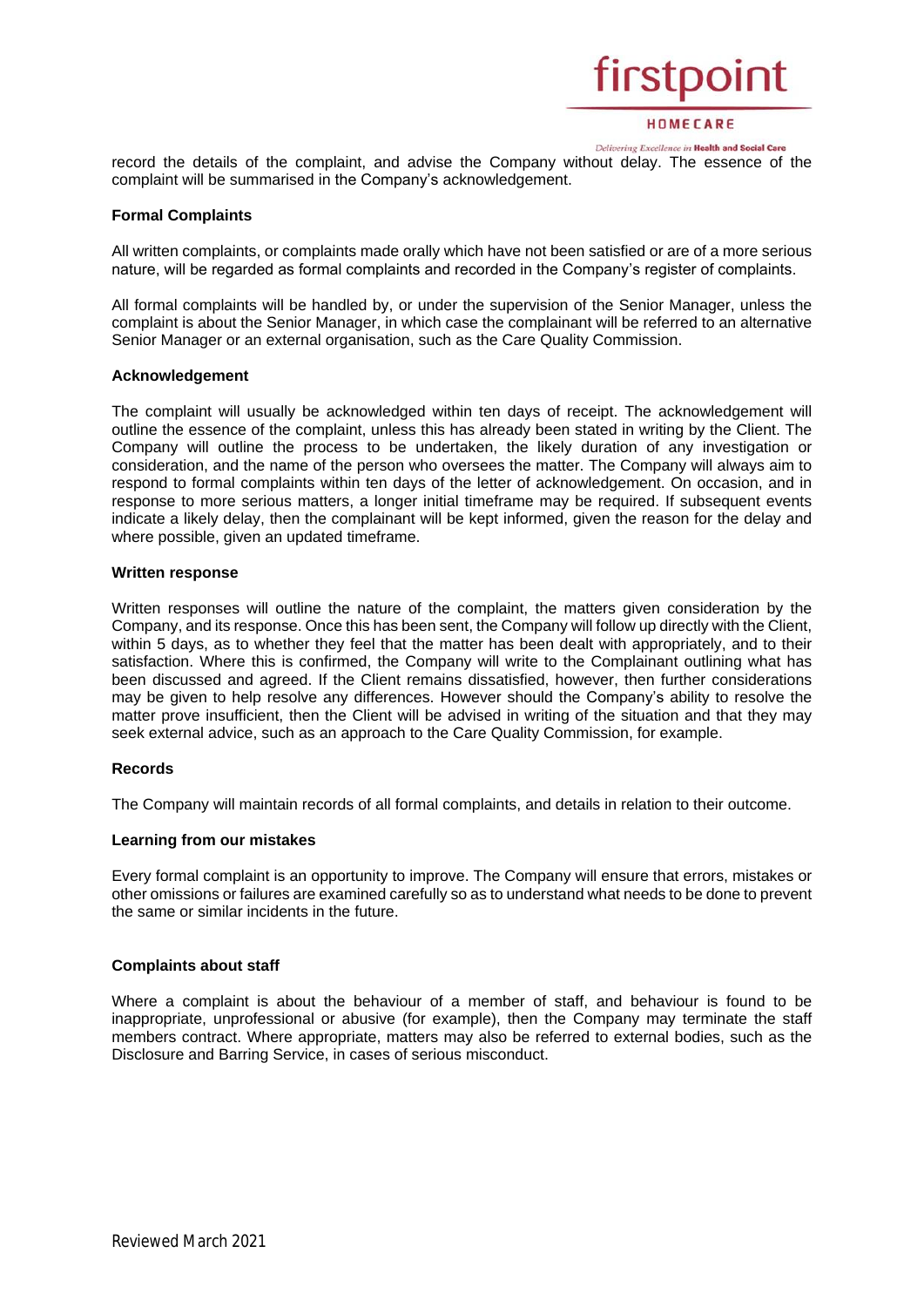record the details of the complaint, and advise the Company without delay. The essence of the complaint will be summarised in the Company's acknowledgement.

**Formal Complaints**

All written complaints, or complaints made orally which have not been satisfied or are of a more serious nature, will be regarded as formal complaints and recorded in the Company's register of complaints.

All formal complaints will be handled by, or under the supervision of the Senior Manager, unless the complaint is about the Senior Manager, in which case the complainant will be referred to an alternative Senior Manager or an external organisation, such as the Care Quality Commission.

**Acknowledgement**

The complaint will usually be acknowledged within ten days of receipt. The acknowledgement will outline the essence of the complaint, unless this has already been stated in writing by the Client. The Company will outline the process to be undertaken, the likely duration of any investigation or consideration, and the name of the person who oversees the matter. The Company will always aim to respond to formal complaints within ten days of the letter of acknowledgement. On occasion, and in response to more serious matters, a longer initial timeframe may be required. If subsequent events indicate a likely delay, then the complainant will be kept informed, given the reason for the delay and where possible, given an updated timeframe.

**Written response**

Written responses will outline the nature of the complaint, the matters given consideration by the Company, and its response. Once this has been sent, the Company will follow up directly with the Client, within 5 days, as to whether they feel that the matter has been dealt with appropriately, and to their satisfaction. Where this is confirmed, the Company will write to the Complainant outlining what has been discussed and agreed. If the Client remains dissatisfied, however, then further considerations may be given to help resolve any differences. However should the Company's ability to resolve the matter prove insufficient, then the Client will be advised in writing of the situation and that they may seek external advice, such as an approach to the Care Quality Commission, for example.

**Records**

The Company will maintain records of all formal complaints, and details in relation to their outcome.

**Learning from our mistakes**

Every formal complaint is an opportunity to improve. The Company will ensure that errors, mistakes or other omissions or failures are examined carefully so as to understand what needs to be done to prevent the same or similar incidents in the future.

**Complaints about staff**

Where a complaint is about the behaviour of a member of staff, and behaviour is found to be inappropriate, unprofessional or abusive (for example), then the Company may terminate the staff members contract. Where appropriate, matters may also be referred to external bodies, such as the Disclosure and Barring Service, in cases of serious misconduct.